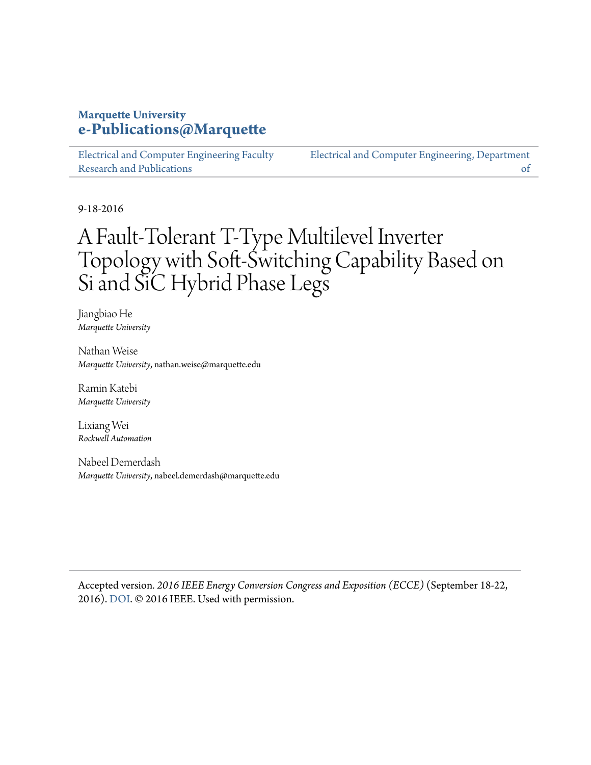**Marquette University**
**e-Publications@Marquette**

Electrical and Computer Engineering Faculty Research and Publications | Electrical and Computer Engineering, Department of

9-18-2016

# A Fault-Tolerant T-Type Multilevel Inverter Topology with Soft-Switching Capability Based on Si and SiC Hybrid Phase Legs

Jiangbiao He
*Marquette University*

Nathan Weise
*Marquette University*, nathan.weise@marquette.edu

Ramin Katebi
*Marquette University*

Lixiang Wei
*Rockwell Automation*

Nabeel Demerdash
*Marquette University*, nabeel.demerdash@marquette.edu

---

Accepted version. *2016 IEEE Energy Conversion Congress and Exposition (ECCE)* (September 18-22, 2016). DOI. © 2016 IEEE. Used with permission.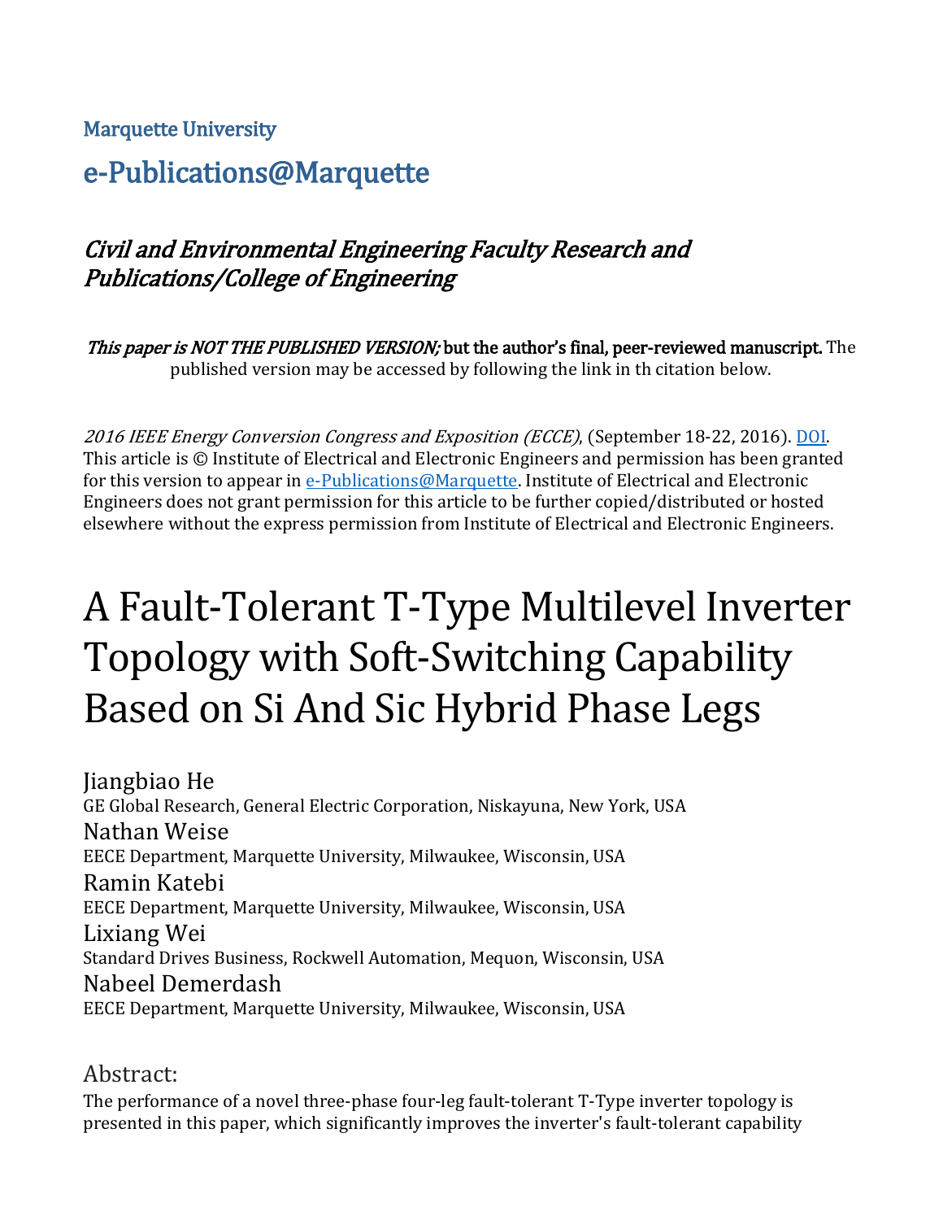Marquette University

# e-Publications@Marquette

*Civil and Environmental Engineering Faculty Research and Publications/College of Engineering*

*This paper is NOT THE PUBLISHED VERSION;* **but the author's final, peer-reviewed manuscript.** The published version may be accessed by following the link in th citation below.

*2016 IEEE Energy Conversion Congress and Exposition (ECCE),* (September 18-22, 2016). [DOI](). This article is © Institute of Electrical and Electronic Engineers and permission has been granted for this version to appear in [e-Publications@Marquette](). Institute of Electrical and Electronic Engineers does not grant permission for this article to be further copied/distributed or hosted elsewhere without the express permission from Institute of Electrical and Electronic Engineers.

# A Fault-Tolerant T-Type Multilevel Inverter Topology with Soft-Switching Capability Based on Si And Sic Hybrid Phase Legs

Jiangbiao He
GE Global Research, General Electric Corporation, Niskayuna, New York, USA

Nathan Weise
EECE Department, Marquette University, Milwaukee, Wisconsin, USA

Ramin Katebi
EECE Department, Marquette University, Milwaukee, Wisconsin, USA

Lixiang Wei
Standard Drives Business, Rockwell Automation, Mequon, Wisconsin, USA

Nabeel Demerdash
EECE Department, Marquette University, Milwaukee, Wisconsin, USA

## Abstract:

The performance of a novel three-phase four-leg fault-tolerant T-Type inverter topology is presented in this paper, which significantly improves the inverter's fault-tolerant capability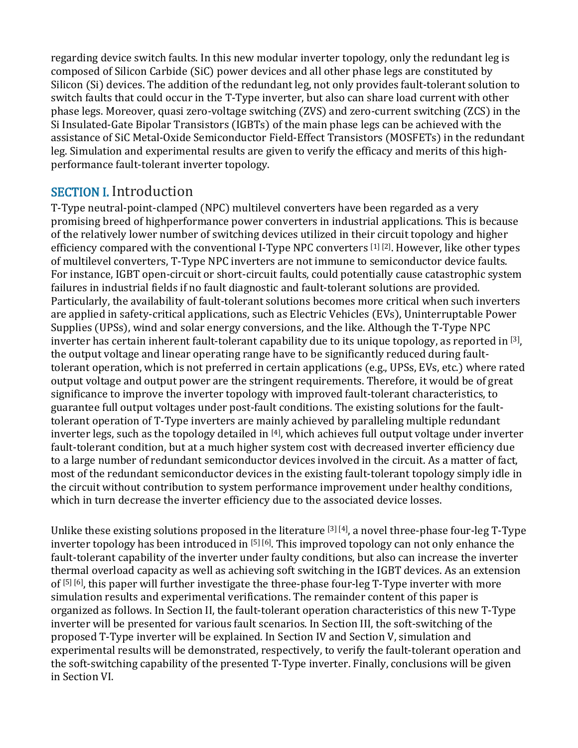regarding device switch faults. In this new modular inverter topology, only the redundant leg is composed of Silicon Carbide (SiC) power devices and all other phase legs are constituted by Silicon (Si) devices. The addition of the redundant leg, not only provides fault-tolerant solution to switch faults that could occur in the T-Type inverter, but also can share load current with other phase legs. Moreover, quasi zero-voltage switching (ZVS) and zero-current switching (ZCS) in the Si Insulated-Gate Bipolar Transistors (IGBTs) of the main phase legs can be achieved with the assistance of SiC Metal-Oxide Semiconductor Field-Effect Transistors (MOSFETs) in the redundant leg. Simulation and experimental results are given to verify the efficacy and merits of this high-performance fault-tolerant inverter topology.

## SECTION I. Introduction

T-Type neutral-point-clamped (NPC) multilevel converters have been regarded as a very promising breed of highperformance power converters in industrial applications. This is because of the relatively lower number of switching devices utilized in their circuit topology and higher efficiency compared with the conventional I-Type NPC converters [1] [2]. However, like other types of multilevel converters, T-Type NPC inverters are not immune to semiconductor device faults. For instance, IGBT open-circuit or short-circuit faults, could potentially cause catastrophic system failures in industrial fields if no fault diagnostic and fault-tolerant solutions are provided. Particularly, the availability of fault-tolerant solutions becomes more critical when such inverters are applied in safety-critical applications, such as Electric Vehicles (EVs), Uninterruptable Power Supplies (UPSs), wind and solar energy conversions, and the like. Although the T-Type NPC inverter has certain inherent fault-tolerant capability due to its unique topology, as reported in [3], the output voltage and linear operating range have to be significantly reduced during fault-tolerant operation, which is not preferred in certain applications (e.g., UPSs, EVs, etc.) where rated output voltage and output power are the stringent requirements. Therefore, it would be of great significance to improve the inverter topology with improved fault-tolerant characteristics, to guarantee full output voltages under post-fault conditions. The existing solutions for the fault-tolerant operation of T-Type inverters are mainly achieved by paralleling multiple redundant inverter legs, such as the topology detailed in [4], which achieves full output voltage under inverter fault-tolerant condition, but at a much higher system cost with decreased inverter efficiency due to a large number of redundant semiconductor devices involved in the circuit. As a matter of fact, most of the redundant semiconductor devices in the existing fault-tolerant topology simply idle in the circuit without contribution to system performance improvement under healthy conditions, which in turn decrease the inverter efficiency due to the associated device losses.

Unlike these existing solutions proposed in the literature [3] [4], a novel three-phase four-leg T-Type inverter topology has been introduced in [5] [6]. This improved topology can not only enhance the fault-tolerant capability of the inverter under faulty conditions, but also can increase the inverter thermal overload capacity as well as achieving soft switching in the IGBT devices. As an extension of [5] [6], this paper will further investigate the three-phase four-leg T-Type inverter with more simulation results and experimental verifications. The remainder content of this paper is organized as follows. In Section II, the fault-tolerant operation characteristics of this new T-Type inverter will be presented for various fault scenarios. In Section III, the soft-switching of the proposed T-Type inverter will be explained. In Section IV and Section V, simulation and experimental results will be demonstrated, respectively, to verify the fault-tolerant operation and the soft-switching capability of the presented T-Type inverter. Finally, conclusions will be given in Section VI.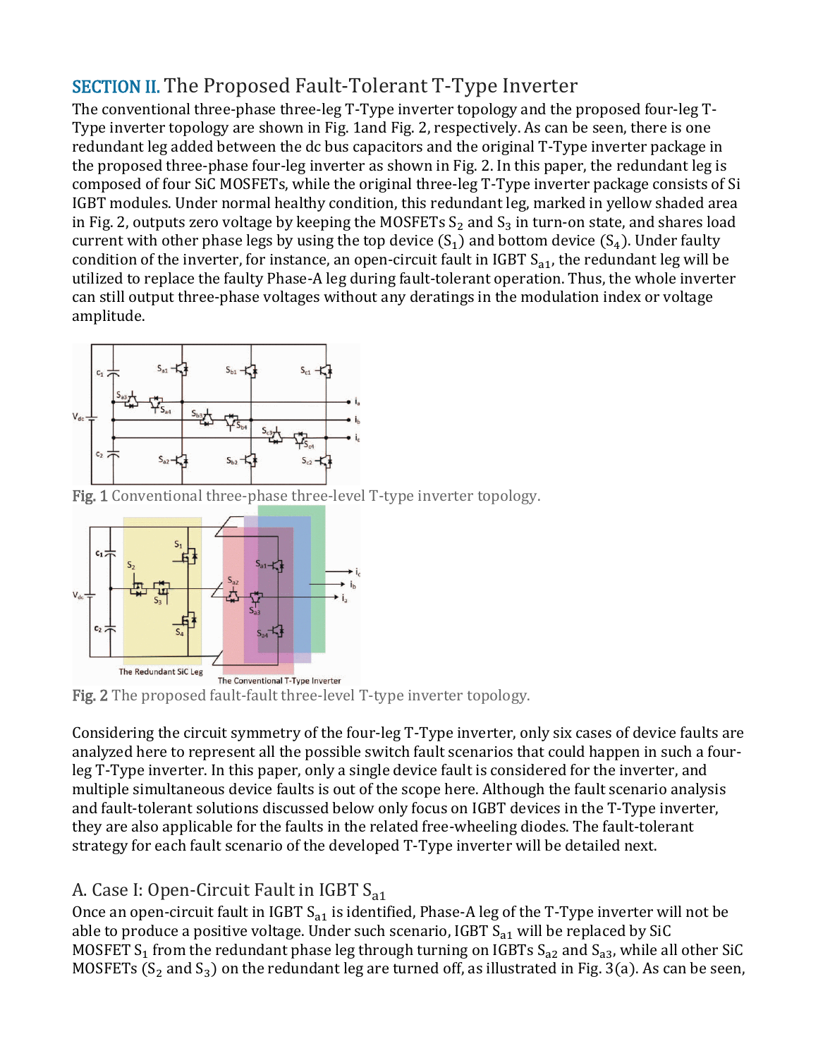## SECTION II. The Proposed Fault-Tolerant T-Type Inverter

The conventional three-phase three-leg T-Type inverter topology and the proposed four-leg T-Type inverter topology are shown in Fig. 1and Fig. 2, respectively. As can be seen, there is one redundant leg added between the dc bus capacitors and the original T-Type inverter package in the proposed three-phase four-leg inverter as shown in Fig. 2. In this paper, the redundant leg is composed of four SiC MOSFETs, while the original three-leg T-Type inverter package consists of Si IGBT modules. Under normal healthy condition, this redundant leg, marked in yellow shaded area in Fig. 2, outputs zero voltage by keeping the MOSFETs $S_2$ and $S_3$ in turn-on state, and shares load current with other phase legs by using the top device ($S_1$) and bottom device ($S_4$). Under faulty condition of the inverter, for instance, an open-circuit fault in IGBT $S_{a1}$, the redundant leg will be utilized to replace the faulty Phase-A leg during fault-tolerant operation. Thus, the whole inverter can still output three-phase voltages without any deratings in the modulation index or voltage amplitude.

**Fig. 1** Conventional three-phase three-level T-type inverter topology.

**Fig. 2** The proposed fault-fault three-level T-type inverter topology.

Considering the circuit symmetry of the four-leg T-Type inverter, only six cases of device faults are analyzed here to represent all the possible switch fault scenarios that could happen in such a four-leg T-Type inverter. In this paper, only a single device fault is considered for the inverter, and multiple simultaneous device faults is out of the scope here. Although the fault scenario analysis and fault-tolerant solutions discussed below only focus on IGBT devices in the T-Type inverter, they are also applicable for the faults in the related free-wheeling diodes. The fault-tolerant strategy for each fault scenario of the developed T-Type inverter will be detailed next.

### A. Case I: Open-Circuit Fault in IGBT $S_{a1}$

Once an open-circuit fault in IGBT $S_{a1}$ is identified, Phase-A leg of the T-Type inverter will not be able to produce a positive voltage. Under such scenario, IGBT $S_{a1}$ will be replaced by SiC MOSFET $S_1$ from the redundant phase leg through turning on IGBTs $S_{a2}$ and $S_{a3}$, while all other SiC MOSFETs ($S_2$ and $S_3$) on the redundant leg are turned off, as illustrated in Fig. 3(a). As can be seen,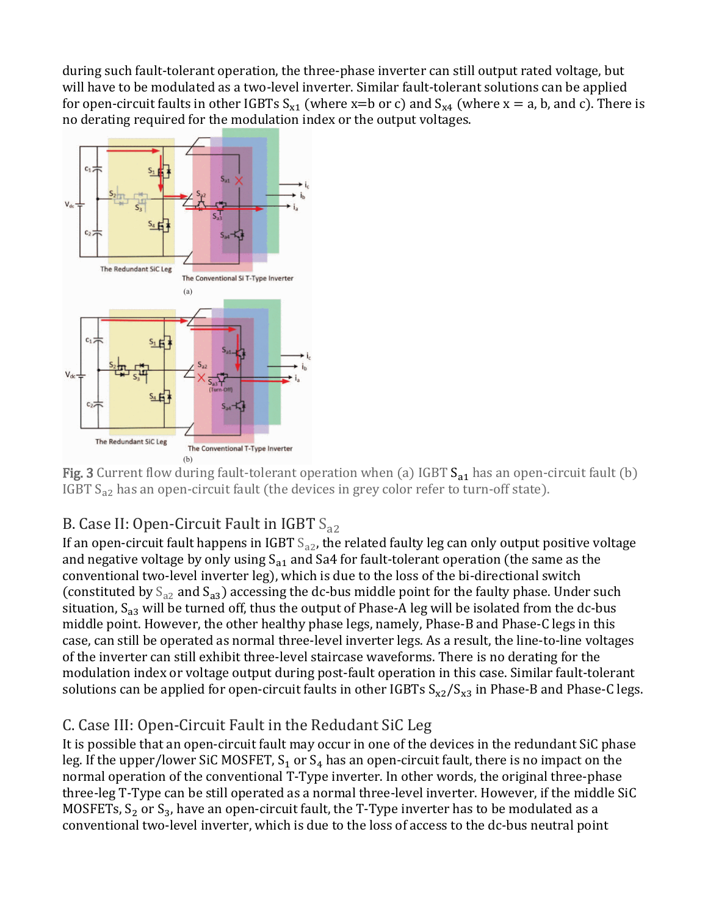during such fault-tolerant operation, the three-phase inverter can still output rated voltage, but will have to be modulated as a two-level inverter. Similar fault-tolerant solutions can be applied for open-circuit faults in other IGBTs $S_{x1}$ (where x=b or c) and $S_{x4}$ (where x = a, b, and c). There is no derating required for the modulation index or the output voltages.

**Fig. 3** Current flow during fault-tolerant operation when (a) IGBT $S_{a1}$ has an open-circuit fault (b) IGBT $S_{a2}$ has an open-circuit fault (the devices in grey color refer to turn-off state).

## B. Case II: Open-Circuit Fault in IGBT $S_{a2}$

If an open-circuit fault happens in IGBT $S_{a2}$, the related faulty leg can only output positive voltage and negative voltage by only using $S_{a1}$ and Sa4 for fault-tolerant operation (the same as the conventional two-level inverter leg), which is due to the loss of the bi-directional switch (constituted by $S_{a2}$ and $S_{a3}$) accessing the dc-bus middle point for the faulty phase. Under such situation, $S_{a3}$ will be turned off, thus the output of Phase-A leg will be isolated from the dc-bus middle point. However, the other healthy phase legs, namely, Phase-B and Phase-C legs in this case, can still be operated as normal three-level inverter legs. As a result, the line-to-line voltages of the inverter can still exhibit three-level staircase waveforms. There is no derating for the modulation index or voltage output during post-fault operation in this case. Similar fault-tolerant solutions can be applied for open-circuit faults in other IGBTs $S_{x2}$/$S_{x3}$ in Phase-B and Phase-C legs.

## C. Case III: Open-Circuit Fault in the Redudant SiC Leg

It is possible that an open-circuit fault may occur in one of the devices in the redundant SiC phase leg. If the upper/lower SiC MOSFET, $S_1$ or $S_4$ has an open-circuit fault, there is no impact on the normal operation of the conventional T-Type inverter. In other words, the original three-phase three-leg T-Type can be still operated as a normal three-level inverter. However, if the middle SiC MOSFETs, $S_2$ or $S_3$, have an open-circuit fault, the T-Type inverter has to be modulated as a conventional two-level inverter, which is due to the loss of access to the dc-bus neutral point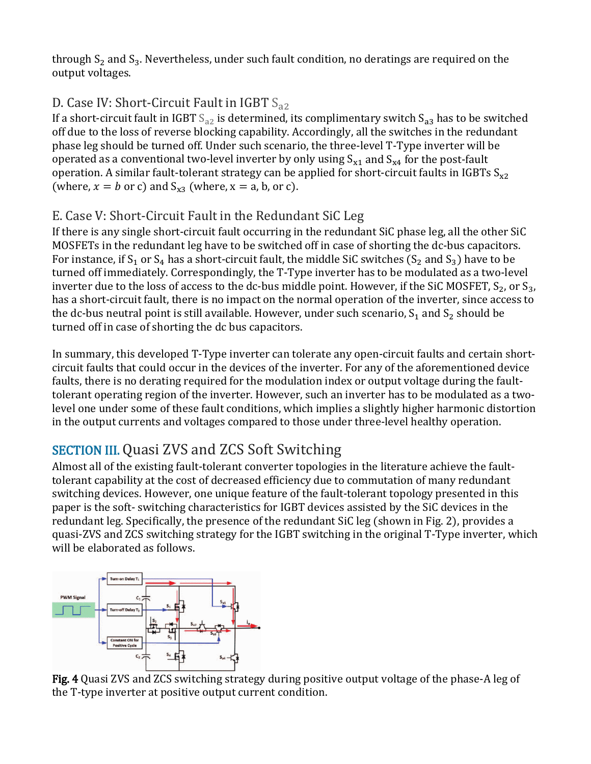through $S_2$ and $S_3$. Nevertheless, under such fault condition, no deratings are required on the output voltages.

### D. Case IV: Short-Circuit Fault in IGBT $S_{a2}$

If a short-circuit fault in IGBT $S_{a2}$ is determined, its complimentary switch $S_{a3}$ has to be switched off due to the loss of reverse blocking capability. Accordingly, all the switches in the redundant phase leg should be turned off. Under such scenario, the three-level T-Type inverter will be operated as a conventional two-level inverter by only using $S_{x1}$ and $S_{x4}$ for the post-fault operation. A similar fault-tolerant strategy can be applied for short-circuit faults in IGBTs $S_{x2}$ (where, $x = b$ or c) and $S_{x3}$ (where, x = a, b, or c).

### E. Case V: Short-Circuit Fault in the Redundant SiC Leg

If there is any single short-circuit fault occurring in the redundant SiC phase leg, all the other SiC MOSFETs in the redundant leg have to be switched off in case of shorting the dc-bus capacitors. For instance, if $S_1$ or $S_4$ has a short-circuit fault, the middle SiC switches ($S_2$ and $S_3$) have to be turned off immediately. Correspondingly, the T-Type inverter has to be modulated as a two-level inverter due to the loss of access to the dc-bus middle point. However, if the SiC MOSFET, $S_2$, or $S_3$, has a short-circuit fault, there is no impact on the normal operation of the inverter, since access to the dc-bus neutral point is still available. However, under such scenario, $S_1$ and $S_2$ should be turned off in case of shorting the dc bus capacitors.

In summary, this developed T-Type inverter can tolerate any open-circuit faults and certain short-circuit faults that could occur in the devices of the inverter. For any of the aforementioned device faults, there is no derating required for the modulation index or output voltage during the fault-tolerant operating region of the inverter. However, such an inverter has to be modulated as a two-level one under some of these fault conditions, which implies a slightly higher harmonic distortion in the output currents and voltages compared to those under three-level healthy operation.

## SECTION III. Quasi ZVS and ZCS Soft Switching

Almost all of the existing fault-tolerant converter topologies in the literature achieve the fault-tolerant capability at the cost of decreased efficiency due to commutation of many redundant switching devices. However, one unique feature of the fault-tolerant topology presented in this paper is the soft- switching characteristics for IGBT devices assisted by the SiC devices in the redundant leg. Specifically, the presence of the redundant SiC leg (shown in Fig. 2), provides a quasi-ZVS and ZCS switching strategy for the IGBT switching in the original T-Type inverter, which will be elaborated as follows.

**Fig. 4** Quasi ZVS and ZCS switching strategy during positive output voltage of the phase-A leg of the T-type inverter at positive output current condition.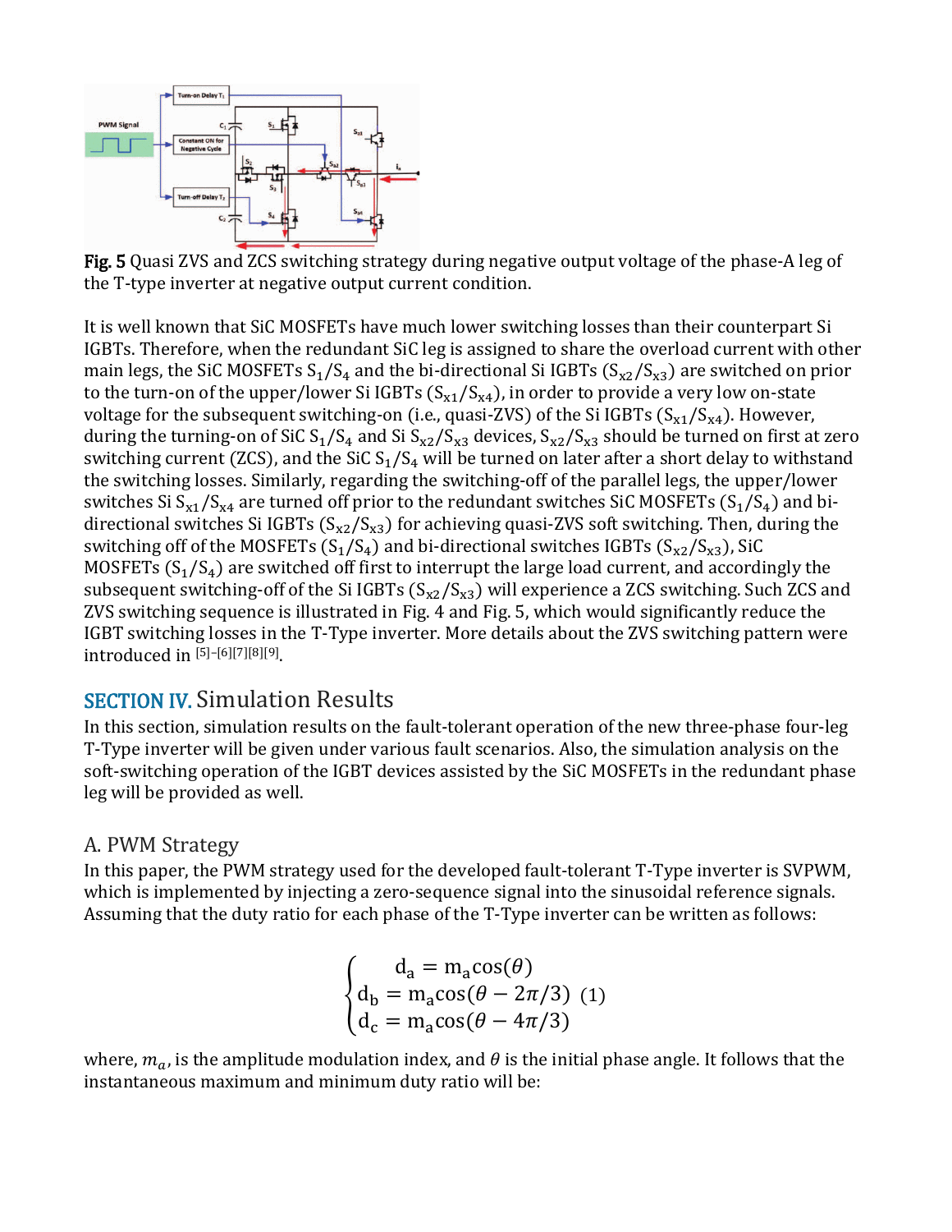**Fig. 5** Quasi ZVS and ZCS switching strategy during negative output voltage of the phase-A leg of the T-type inverter at negative output current condition.

It is well known that SiC MOSFETs have much lower switching losses than their counterpart Si IGBTs. Therefore, when the redundant SiC leg is assigned to share the overload current with other main legs, the SiC MOSFETs $S_1/S_4$ and the bi-directional Si IGBTs ($S_{x2}/S_{x3}$) are switched on prior to the turn-on of the upper/lower Si IGBTs ($S_{x1}/S_{x4}$), in order to provide a very low on-state voltage for the subsequent switching-on (i.e., quasi-ZVS) of the Si IGBTs ($S_{x1}/S_{x4}$). However, during the turning-on of SiC $S_1/S_4$ and Si $S_{x2}/S_{x3}$ devices, $S_{x2}/S_{x3}$ should be turned on first at zero switching current (ZCS), and the SiC $S_1/S_4$ will be turned on later after a short delay to withstand the switching losses. Similarly, regarding the switching-off of the parallel legs, the upper/lower switches Si $S_{x1}/S_{x4}$ are turned off prior to the redundant switches SiC MOSFETs ($S_1/S_4$) and bi-directional switches Si IGBTs ($S_{x2}/S_{x3}$) for achieving quasi-ZVS soft switching. Then, during the switching off of the MOSFETs ($S_1/S_4$) and bi-directional switches IGBTs ($S_{x2}/S_{x3}$), SiC MOSFETs ($S_1/S_4$) are switched off first to interrupt the large load current, and accordingly the subsequent switching-off of the Si IGBTs ($S_{x2}/S_{x3}$) will experience a ZCS switching. Such ZCS and ZVS switching sequence is illustrated in Fig. 4 and Fig. 5, which would significantly reduce the IGBT switching losses in the T-Type inverter. More details about the ZVS switching pattern were introduced in [5]–[6][7][8][9].

## SECTION IV. Simulation Results

In this section, simulation results on the fault-tolerant operation of the new three-phase four-leg T-Type inverter will be given under various fault scenarios. Also, the simulation analysis on the soft-switching operation of the IGBT devices assisted by the SiC MOSFETs in the redundant phase leg will be provided as well.

### A. PWM Strategy

In this paper, the PWM strategy used for the developed fault-tolerant T-Type inverter is SVPWM, which is implemented by injecting a zero-sequence signal into the sinusoidal reference signals. Assuming that the duty ratio for each phase of the T-Type inverter can be written as follows:

$$\begin{cases} d_a = m_a\cos(\theta) \\ d_b = m_a\cos(\theta - 2\pi/3) \\ d_c = m_a\cos(\theta - 4\pi/3) \end{cases} \quad (1)$$

where, $m_a$, is the amplitude modulation index, and $\theta$ is the initial phase angle. It follows that the instantaneous maximum and minimum duty ratio will be: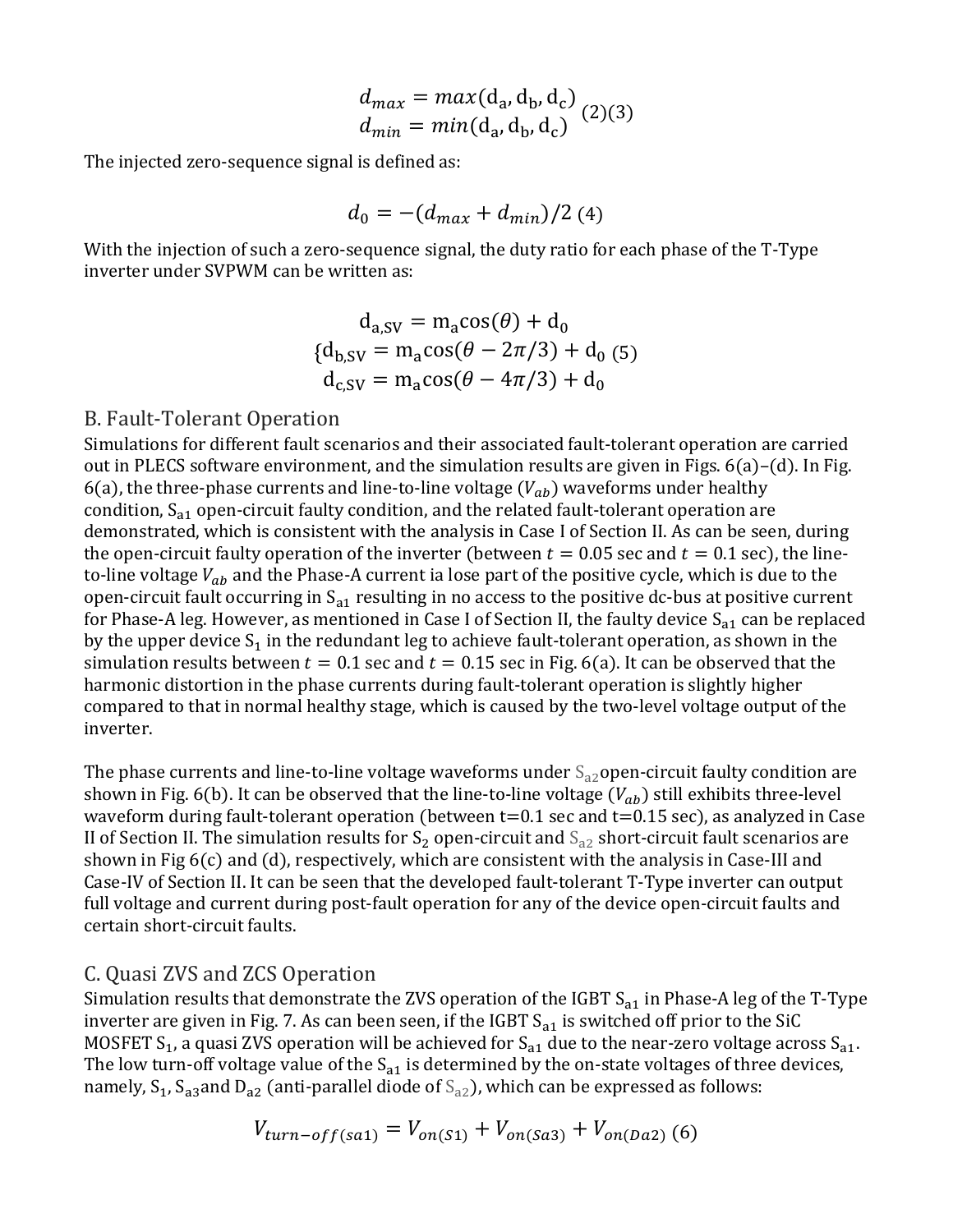$$
\begin{aligned}
d_{max} &= max(\mathrm{d_a}, \mathrm{d_b}, \mathrm{d_c}) \\
d_{min} &= min(\mathrm{d_a}, \mathrm{d_b}, \mathrm{d_c})
\end{aligned} \quad (2)(3)
$$

The injected zero-sequence signal is defined as:

$$
d_0 = -(d_{max} + d_{min})/2 \quad (4)
$$

With the injection of such a zero-sequence signal, the duty ratio for each phase of the T-Type inverter under SVPWM can be written as:

$$
\begin{cases}
\mathrm{d_{a,SV}} = \mathrm{m_a}\cos(\theta) + \mathrm{d_0} \\
\mathrm{d_{b,SV}} = \mathrm{m_a}\cos(\theta - 2\pi/3) + \mathrm{d_0} \\
\mathrm{d_{c,SV}} = \mathrm{m_a}\cos(\theta - 4\pi/3) + \mathrm{d_0}
\end{cases} \quad (5)
$$

## B. Fault-Tolerant Operation

Simulations for different fault scenarios and their associated fault-tolerant operation are carried out in PLECS software environment, and the simulation results are given in Figs. 6(a)–(d). In Fig. 6(a), the three-phase currents and line-to-line voltage ($V_{ab}$) waveforms under healthy condition, $\mathrm{S_{a1}}$ open-circuit faulty condition, and the related fault-tolerant operation are demonstrated, which is consistent with the analysis in Case I of Section II. As can be seen, during the open-circuit faulty operation of the inverter (between $t = 0.05$ sec and $t = 0.1$ sec), the line-to-line voltage $V_{ab}$ and the Phase-A current ia lose part of the positive cycle, which is due to the open-circuit fault occurring in $\mathrm{S_{a1}}$ resulting in no access to the positive dc-bus at positive current for Phase-A leg. However, as mentioned in Case I of Section II, the faulty device $\mathrm{S_{a1}}$ can be replaced by the upper device $\mathrm{S_1}$ in the redundant leg to achieve fault-tolerant operation, as shown in the simulation results between $t = 0.1$ sec and $t = 0.15$ sec in Fig. 6(a). It can be observed that the harmonic distortion in the phase currents during fault-tolerant operation is slightly higher compared to that in normal healthy stage, which is caused by the two-level voltage output of the inverter.

The phase currents and line-to-line voltage waveforms under $\mathrm{S_{a2}}$open-circuit faulty condition are shown in Fig. 6(b). It can be observed that the line-to-line voltage ($V_{ab}$) still exhibits three-level waveform during fault-tolerant operation (between t=0.1 sec and t=0.15 sec), as analyzed in Case II of Section II. The simulation results for $\mathrm{S_2}$ open-circuit and $\mathrm{S_{a2}}$ short-circuit fault scenarios are shown in Fig 6(c) and (d), respectively, which are consistent with the analysis in Case-III and Case-IV of Section II. It can be seen that the developed fault-tolerant T-Type inverter can output full voltage and current during post-fault operation for any of the device open-circuit faults and certain short-circuit faults.

## C. Quasi ZVS and ZCS Operation

Simulation results that demonstrate the ZVS operation of the IGBT $\mathrm{S_{a1}}$ in Phase-A leg of the T-Type inverter are given in Fig. 7. As can been seen, if the IGBT $\mathrm{S_{a1}}$ is switched off prior to the SiC MOSFET $\mathrm{S_1}$, a quasi ZVS operation will be achieved for $\mathrm{S_{a1}}$ due to the near-zero voltage across $\mathrm{S_{a1}}$. The low turn-off voltage value of the $\mathrm{S_{a1}}$ is determined by the on-state voltages of three devices, namely, $\mathrm{S_1}$, $\mathrm{S_{a3}}$and $\mathrm{D_{a2}}$ (anti-parallel diode of $\mathrm{S_{a2}}$), which can be expressed as follows:

$$
V_{turn-off(sa1)} = V_{on(S1)} + V_{on(Sa3)} + V_{on(Da2)} \quad (6)
$$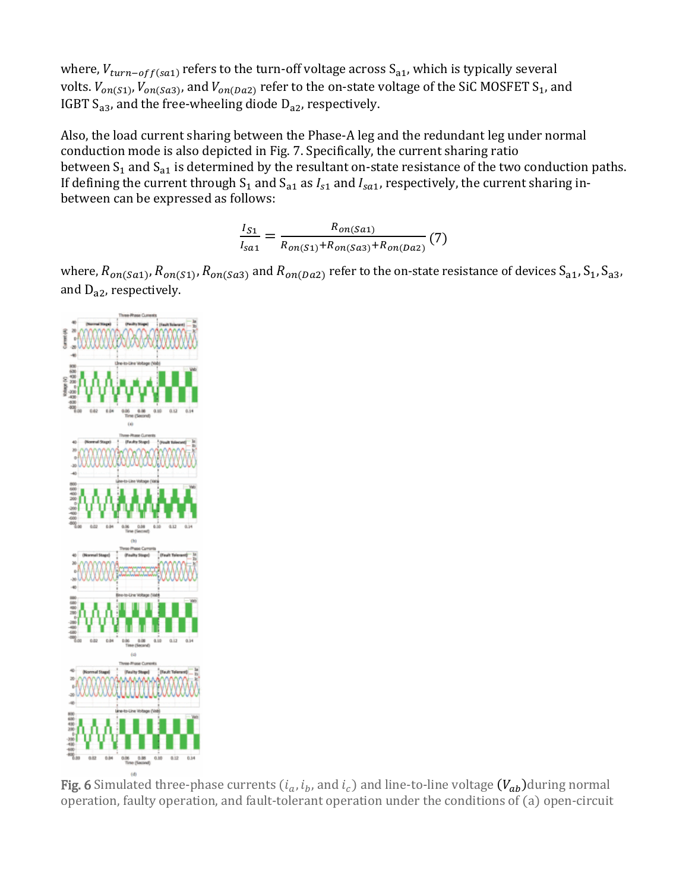where, $V_{turn-off(sa1)}$ refers to the turn-off voltage across $S_{a1}$, which is typically several volts. $V_{on(S1)}$, $V_{on(Sa3)}$, and $V_{on(Da2)}$ refer to the on-state voltage of the SiC MOSFET $S_1$, and IGBT $S_{a3}$, and the free-wheeling diode $D_{a2}$, respectively.

Also, the load current sharing between the Phase-A leg and the redundant leg under normal conduction mode is also depicted in Fig. 7. Specifically, the current sharing ratio between $S_1$ and $S_{a1}$ is determined by the resultant on-state resistance of the two conduction paths. If defining the current through $S_1$ and $S_{a1}$ as $I_{s1}$ and $I_{sa1}$, respectively, the current sharing in-between can be expressed as follows:

$$\frac{I_{S1}}{I_{sa1}} = \frac{R_{on(Sa1)}}{R_{on(S1)}+R_{on(Sa3)}+R_{on(Da2)}} \quad (7)$$

where, $R_{on(Sa1)}$, $R_{on(S1)}$, $R_{on(Sa3)}$ and $R_{on(Da2)}$ refer to the on-state resistance of devices $S_{a1}$, $S_1$, $S_{a3}$, and $D_{a2}$, respectively.

**Fig. 6** Simulated three-phase currents ($i_a$, $i_b$, and $i_c$) and line-to-line voltage ($V_{ab}$) during normal operation, faulty operation, and fault-tolerant operation under the conditions of (a) open-circuit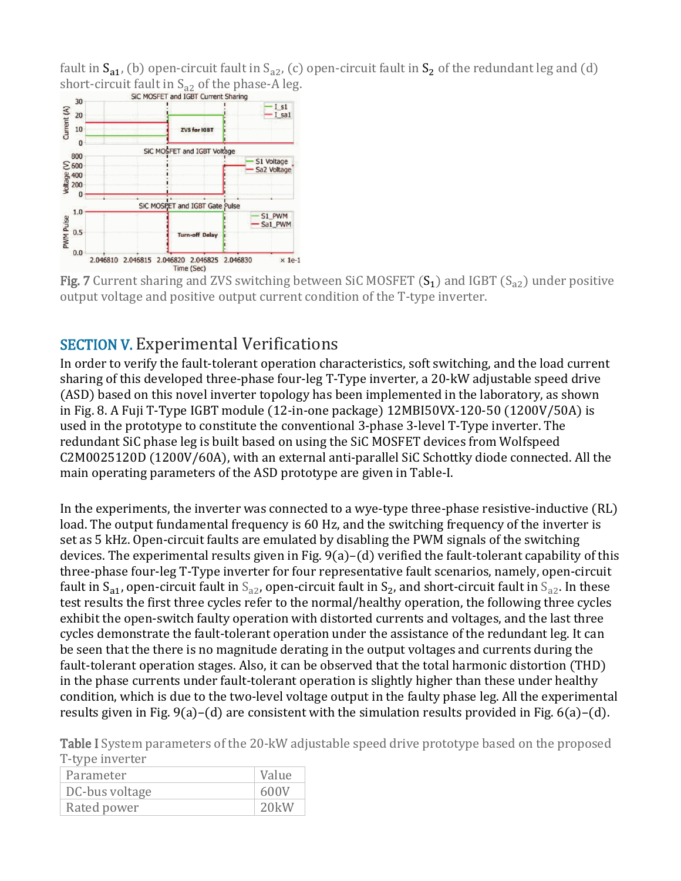fault in $S_{a1}$, (b) open-circuit fault in $S_{a2}$, (c) open-circuit fault in $S_2$ of the redundant leg and (d) short-circuit fault in $S_{a2}$ of the phase-A leg.

Fig. 7 Current sharing and ZVS switching between SiC MOSFET ($S_1$) and IGBT ($S_{a2}$) under positive output voltage and positive output current condition of the T-type inverter.

## SECTION V. Experimental Verifications

In order to verify the fault-tolerant operation characteristics, soft switching, and the load current sharing of this developed three-phase four-leg T-Type inverter, a 20-kW adjustable speed drive (ASD) based on this novel inverter topology has been implemented in the laboratory, as shown in Fig. 8. A Fuji T-Type IGBT module (12-in-one package) 12MBI50VX-120-50 (1200V/50A) is used in the prototype to constitute the conventional 3-phase 3-level T-Type inverter. The redundant SiC phase leg is built based on using the SiC MOSFET devices from Wolfspeed C2M0025120D (1200V/60A), with an external anti-parallel SiC Schottky diode connected. All the main operating parameters of the ASD prototype are given in Table-I.

In the experiments, the inverter was connected to a wye-type three-phase resistive-inductive (RL) load. The output fundamental frequency is 60 Hz, and the switching frequency of the inverter is set as 5 kHz. Open-circuit faults are emulated by disabling the PWM signals of the switching devices. The experimental results given in Fig. 9(a)–(d) verified the fault-tolerant capability of this three-phase four-leg T-Type inverter for four representative fault scenarios, namely, open-circuit fault in $S_{a1}$, open-circuit fault in $S_{a2}$, open-circuit fault in $S_2$, and short-circuit fault in $S_{a2}$. In these test results the first three cycles refer to the normal/healthy operation, the following three cycles exhibit the open-switch faulty operation with distorted currents and voltages, and the last three cycles demonstrate the fault-tolerant operation under the assistance of the redundant leg. It can be seen that the there is no magnitude derating in the output voltages and currents during the fault-tolerant operation stages. Also, it can be observed that the total harmonic distortion (THD) in the phase currents under fault-tolerant operation is slightly higher than these under healthy condition, which is due to the two-level voltage output in the faulty phase leg. All the experimental results given in Fig. 9(a)–(d) are consistent with the simulation results provided in Fig. 6(a)–(d).

Table I System parameters of the 20-kW adjustable speed drive prototype based on the proposed T-type inverter

| Parameter | Value |
| --- | --- |
| DC-bus voltage | 600V |
| Rated power | 20kW |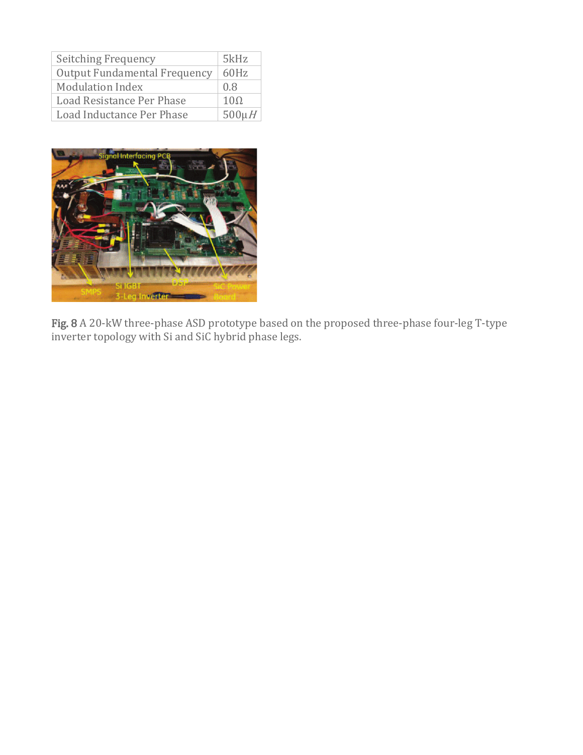| Seitching Frequency | 5kHz |
| --- | --- |
| Output Fundamental Frequency | 60Hz |
| Modulation Index | 0.8 |
| Load Resistance Per Phase | 10Ω |
| Load Inductance Per Phase | 500μ$H$ |

**Fig. 8** A 20-kW three-phase ASD prototype based on the proposed three-phase four-leg T-type inverter topology with Si and SiC hybrid phase legs.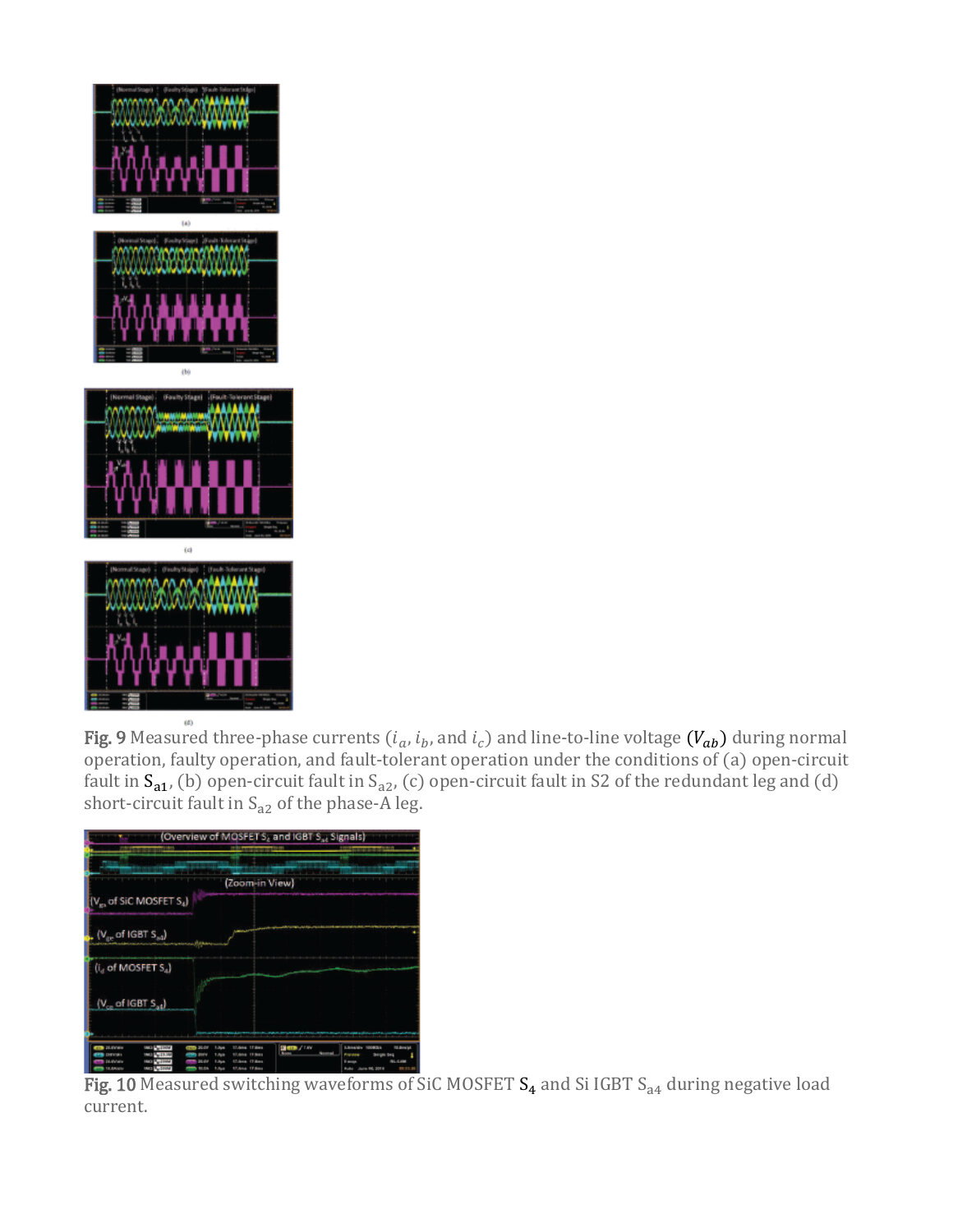Fig. 9 Measured three-phase currents ($i_a$, $i_b$, and $i_c$) and line-to-line voltage ($V_{ab}$) during normal operation, faulty operation, and fault-tolerant operation under the conditions of (a) open-circuit fault in $S_{a1}$, (b) open-circuit fault in $S_{a2}$, (c) open-circuit fault in S2 of the redundant leg and (d) short-circuit fault in $S_{a2}$ of the phase-A leg.

Fig. 10 Measured switching waveforms of SiC MOSFET $S_4$ and Si IGBT $S_{a4}$ during negative load current.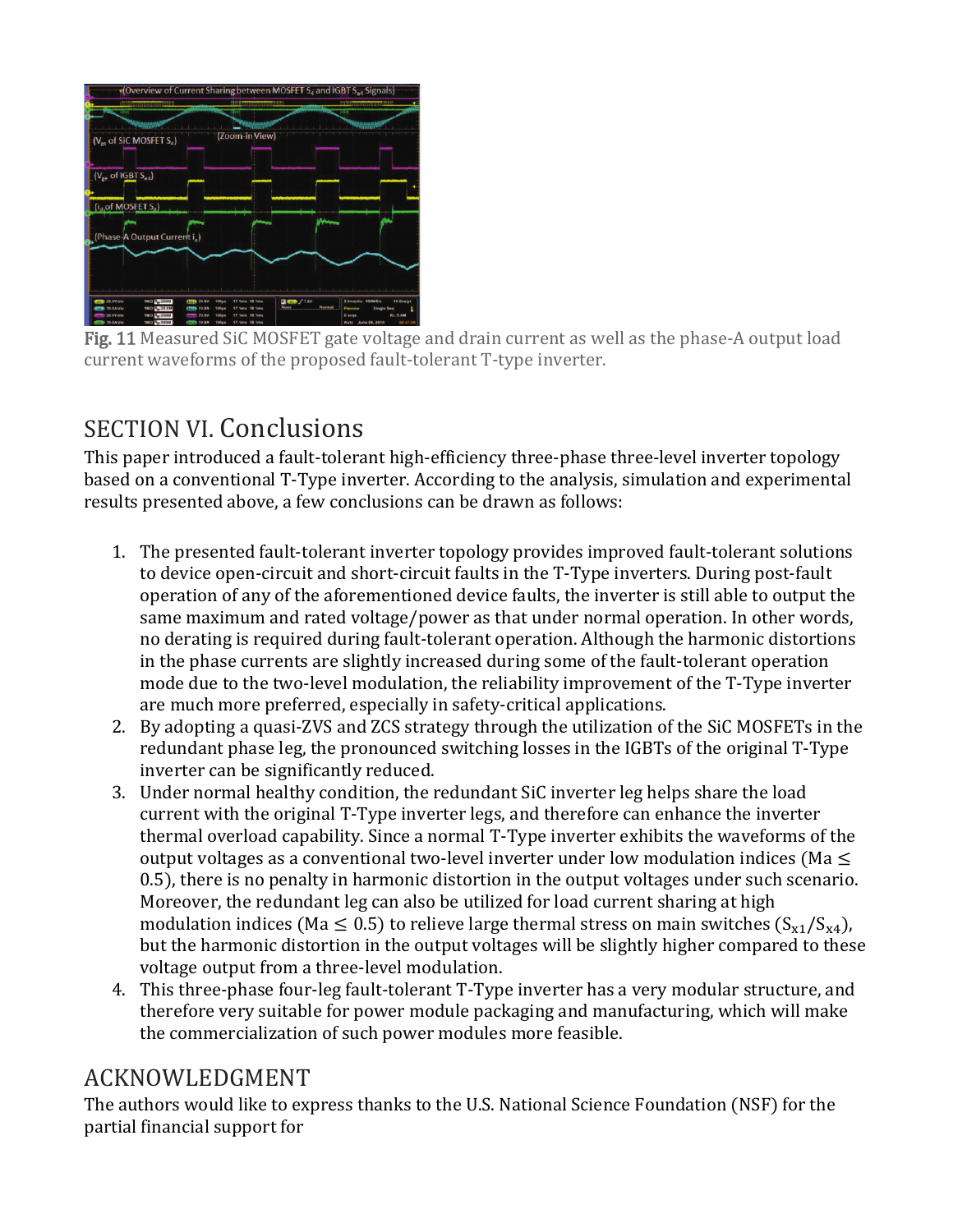Fig. 11 Measured SiC MOSFET gate voltage and drain current as well as the phase-A output load current waveforms of the proposed fault-tolerant T-type inverter.

# SECTION VI. Conclusions

This paper introduced a fault-tolerant high-efficiency three-phase three-level inverter topology based on a conventional T-Type inverter. According to the analysis, simulation and experimental results presented above, a few conclusions can be drawn as follows:

1. The presented fault-tolerant inverter topology provides improved fault-tolerant solutions to device open-circuit and short-circuit faults in the T-Type inverters. During post-fault operation of any of the aforementioned device faults, the inverter is still able to output the same maximum and rated voltage/power as that under normal operation. In other words, no derating is required during fault-tolerant operation. Although the harmonic distortions in the phase currents are slightly increased during some of the fault-tolerant operation mode due to the two-level modulation, the reliability improvement of the T-Type inverter are much more preferred, especially in safety-critical applications.
2. By adopting a quasi-ZVS and ZCS strategy through the utilization of the SiC MOSFETs in the redundant phase leg, the pronounced switching losses in the IGBTs of the original T-Type inverter can be significantly reduced.
3. Under normal healthy condition, the redundant SiC inverter leg helps share the load current with the original T-Type inverter legs, and therefore can enhance the inverter thermal overload capability. Since a normal T-Type inverter exhibits the waveforms of the output voltages as a conventional two-level inverter under low modulation indices ($Ma \leq 0.5$), there is no penalty in harmonic distortion in the output voltages under such scenario. Moreover, the redundant leg can also be utilized for load current sharing at high modulation indices ($Ma \leq 0.5$) to relieve large thermal stress on main switches ($S_{x1}/S_{x4}$), but the harmonic distortion in the output voltages will be slightly higher compared to these voltage output from a three-level modulation.
4. This three-phase four-leg fault-tolerant T-Type inverter has a very modular structure, and therefore very suitable for power module packaging and manufacturing, which will make the commercialization of such power modules more feasible.

## ACKNOWLEDGMENT

The authors would like to express thanks to the U.S. National Science Foundation (NSF) for the partial financial support for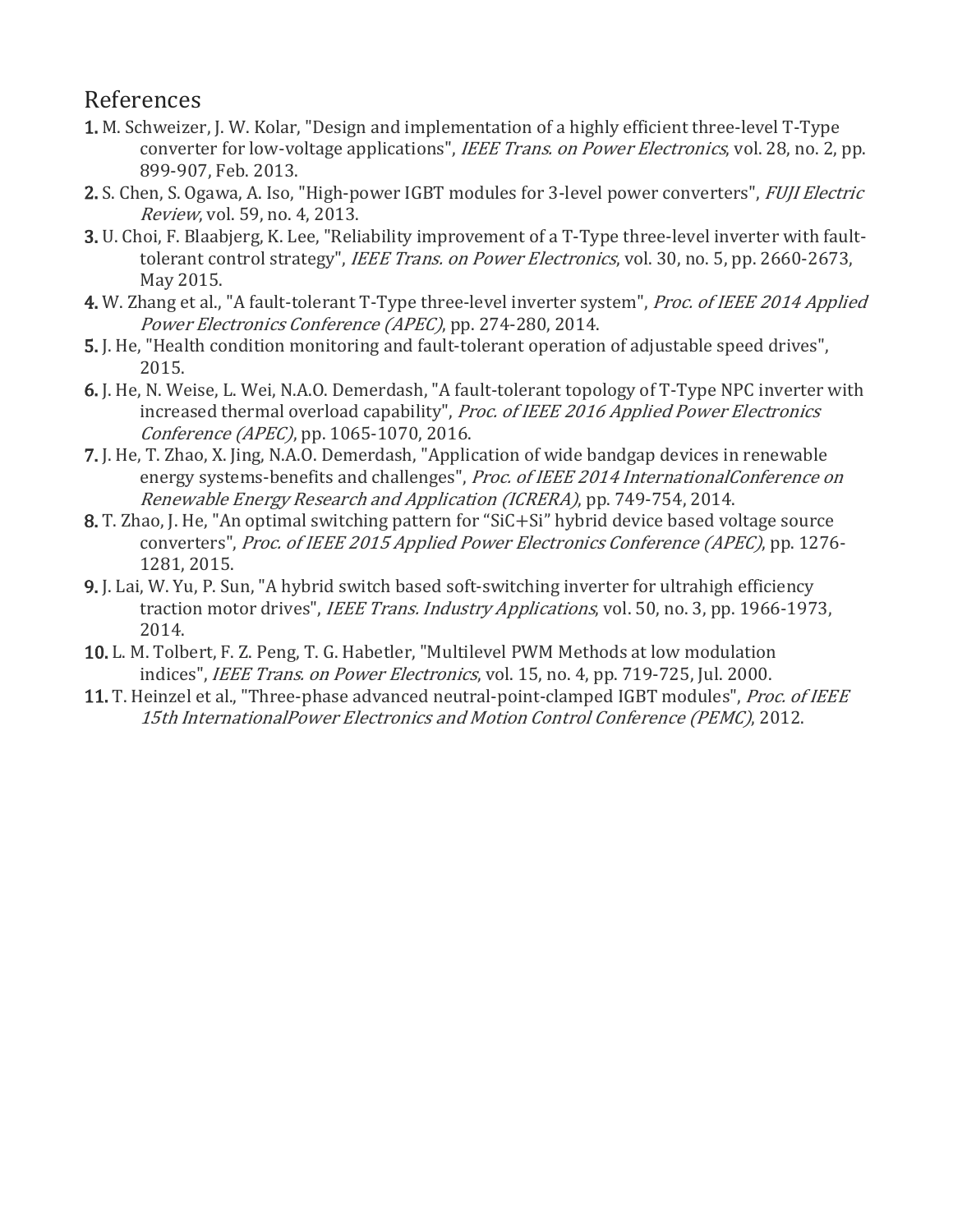## References

1. M. Schweizer, J. W. Kolar, "Design and implementation of a highly efficient three-level T-Type converter for low-voltage applications", *IEEE Trans. on Power Electronics*, vol. 28, no. 2, pp. 899-907, Feb. 2013.
2. S. Chen, S. Ogawa, A. Iso, "High-power IGBT modules for 3-level power converters", *FUJI Electric Review*, vol. 59, no. 4, 2013.
3. U. Choi, F. Blaabjerg, K. Lee, "Reliability improvement of a T-Type three-level inverter with fault-tolerant control strategy", *IEEE Trans. on Power Electronics*, vol. 30, no. 5, pp. 2660-2673, May 2015.
4. W. Zhang et al., "A fault-tolerant T-Type three-level inverter system", *Proc. of IEEE 2014 Applied Power Electronics Conference (APEC)*, pp. 274-280, 2014.
5. J. He, "Health condition monitoring and fault-tolerant operation of adjustable speed drives", 2015.
6. J. He, N. Weise, L. Wei, N.A.O. Demerdash, "A fault-tolerant topology of T-Type NPC inverter with increased thermal overload capability", *Proc. of IEEE 2016 Applied Power Electronics Conference (APEC)*, pp. 1065-1070, 2016.
7. J. He, T. Zhao, X. Jing, N.A.O. Demerdash, "Application of wide bandgap devices in renewable energy systems-benefits and challenges", *Proc. of IEEE 2014 InternationalConference on Renewable Energy Research and Application (ICRERA)*, pp. 749-754, 2014.
8. T. Zhao, J. He, "An optimal switching pattern for "SiC+Si" hybrid device based voltage source converters", *Proc. of IEEE 2015 Applied Power Electronics Conference (APEC)*, pp. 1276-1281, 2015.
9. J. Lai, W. Yu, P. Sun, "A hybrid switch based soft-switching inverter for ultrahigh efficiency traction motor drives", *IEEE Trans. Industry Applications*, vol. 50, no. 3, pp. 1966-1973, 2014.
10. L. M. Tolbert, F. Z. Peng, T. G. Habetler, "Multilevel PWM Methods at low modulation indices", *IEEE Trans. on Power Electronics*, vol. 15, no. 4, pp. 719-725, Jul. 2000.
11. T. Heinzel et al., "Three-phase advanced neutral-point-clamped IGBT modules", *Proc. of IEEE 15th InternationalPower Electronics and Motion Control Conference (PEMC)*, 2012.